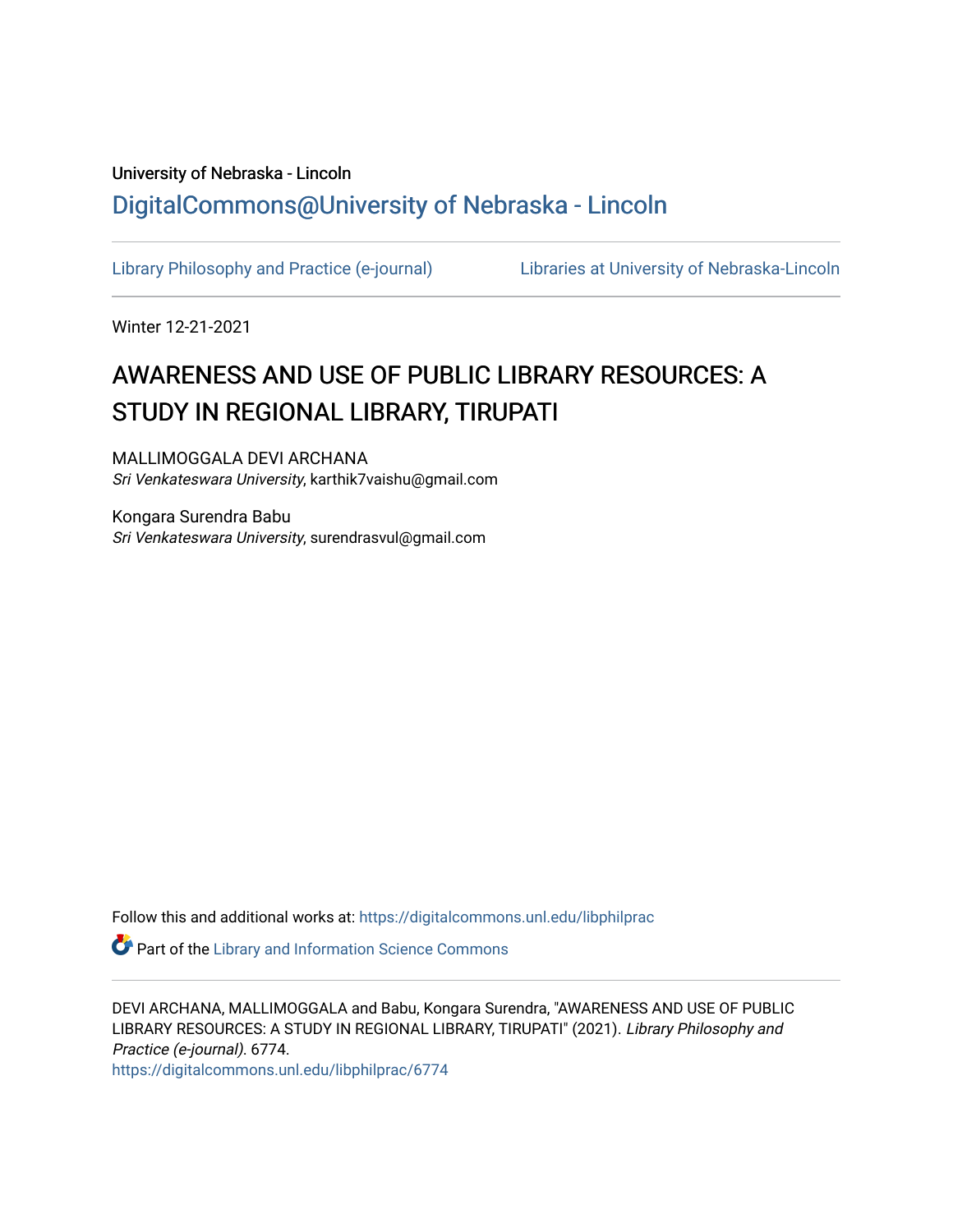University of Nebraska - Lincoln

## DigitalCommons@University of Nebraska - Lincoln

Library Philosophy and Practice (e-journal) Libraries at University of Nebraska-Lincoln

Winter 12-21-2021

# AWARENESS AND USE OF PUBLIC LIBRARY RESOURCES: A STUDY IN REGIONAL LIBRARY, TIRUPATI

MALLIMOGGALA DEVI ARCHANA
*Sri Venkateswara University*, karthik7vaishu@gmail.com

Kongara Surendra Babu
*Sri Venkateswara University*, surendrasvul@gmail.com

Follow this and additional works at: https://digitalcommons.unl.edu/libphilprac

Part of the Library and Information Science Commons

DEVI ARCHANA, MALLIMOGGALA and Babu, Kongara Surendra, "AWARENESS AND USE OF PUBLIC LIBRARY RESOURCES: A STUDY IN REGIONAL LIBRARY, TIRUPATI" (2021). *Library Philosophy and Practice (e-journal)*. 6774.
https://digitalcommons.unl.edu/libphilprac/6774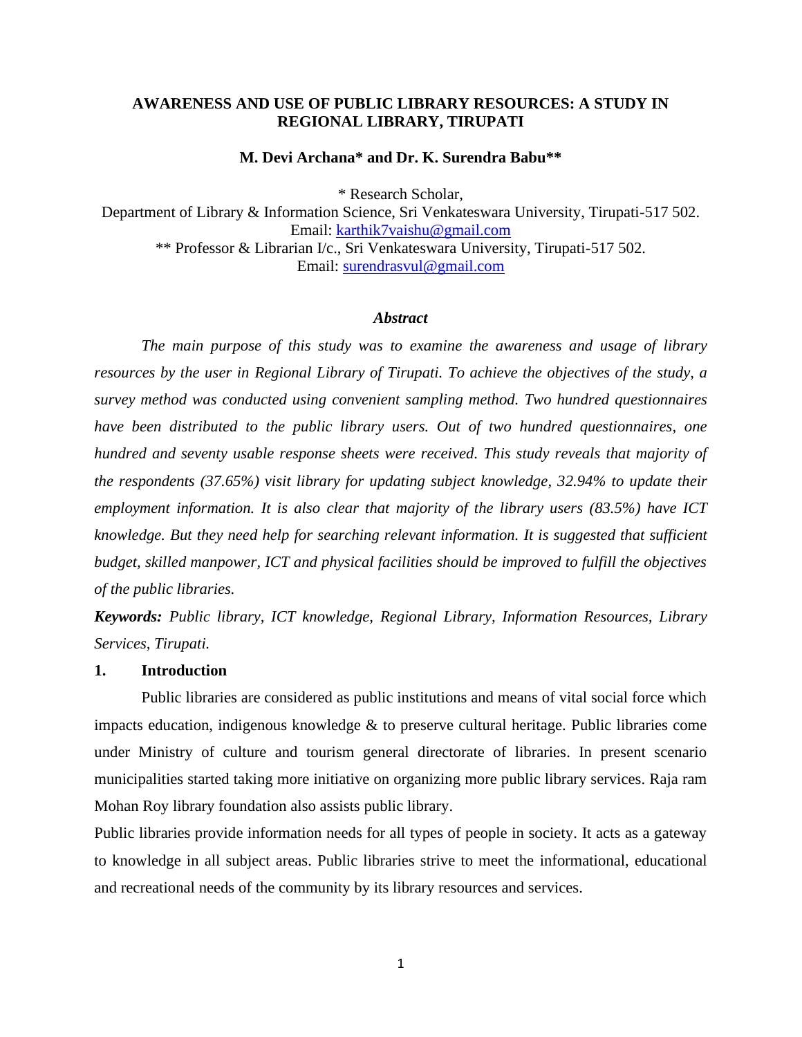# AWARENESS AND USE OF PUBLIC LIBRARY RESOURCES: A STUDY IN REGIONAL LIBRARY, TIRUPATI

**M. Devi Archana* and Dr. K. Surendra Babu****

\* Research Scholar,
Department of Library & Information Science, Sri Venkateswara University, Tirupati-517 502.
Email: karthik7vaishu@gmail.com
\*\* Professor & Librarian I/c., Sri Venkateswara University, Tirupati-517 502.
Email: surendrasvul@gmail.com

### *Abstract*

*The main purpose of this study was to examine the awareness and usage of library resources by the user in Regional Library of Tirupati. To achieve the objectives of the study, a survey method was conducted using convenient sampling method. Two hundred questionnaires have been distributed to the public library users. Out of two hundred questionnaires, one hundred and seventy usable response sheets were received. This study reveals that majority of the respondents (37.65%) visit library for updating subject knowledge, 32.94% to update their employment information. It is also clear that majority of the library users (83.5%) have ICT knowledge. But they need help for searching relevant information. It is suggested that sufficient budget, skilled manpower, ICT and physical facilities should be improved to fulfill the objectives of the public libraries.*

***Keywords:*** *Public library, ICT knowledge, Regional Library, Information Resources, Library Services, Tirupati.*

## 1. Introduction

Public libraries are considered as public institutions and means of vital social force which impacts education, indigenous knowledge & to preserve cultural heritage. Public libraries come under Ministry of culture and tourism general directorate of libraries. In present scenario municipalities started taking more initiative on organizing more public library services. Raja ram Mohan Roy library foundation also assists public library.

Public libraries provide information needs for all types of people in society. It acts as a gateway to knowledge in all subject areas. Public libraries strive to meet the informational, educational and recreational needs of the community by its library resources and services.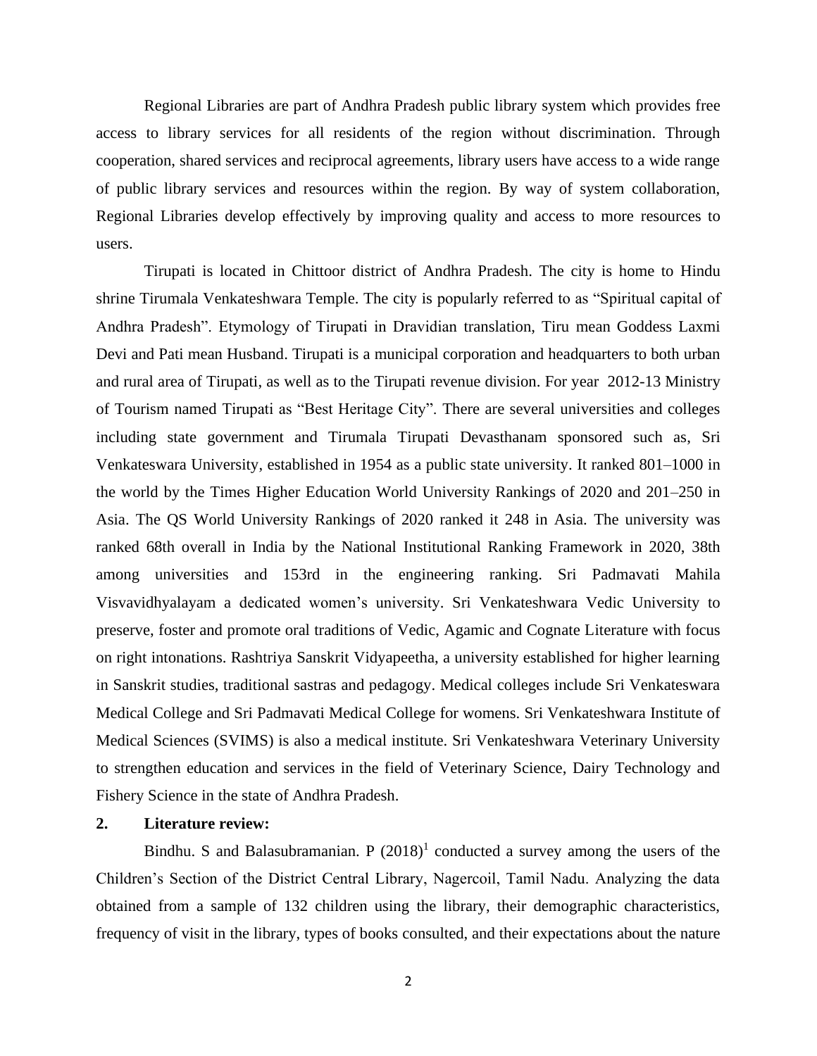Regional Libraries are part of Andhra Pradesh public library system which provides free access to library services for all residents of the region without discrimination. Through cooperation, shared services and reciprocal agreements, library users have access to a wide range of public library services and resources within the region. By way of system collaboration, Regional Libraries develop effectively by improving quality and access to more resources to users.

Tirupati is located in Chittoor district of Andhra Pradesh. The city is home to Hindu shrine Tirumala Venkateshwara Temple. The city is popularly referred to as "Spiritual capital of Andhra Pradesh". Etymology of Tirupati in Dravidian translation, Tiru mean Goddess Laxmi Devi and Pati mean Husband. Tirupati is a municipal corporation and headquarters to both urban and rural area of Tirupati, as well as to the Tirupati revenue division. For year 2012-13 Ministry of Tourism named Tirupati as "Best Heritage City". There are several universities and colleges including state government and Tirumala Tirupati Devasthanam sponsored such as, Sri Venkateswara University, established in 1954 as a public state university. It ranked 801–1000 in the world by the Times Higher Education World University Rankings of 2020 and 201–250 in Asia. The QS World University Rankings of 2020 ranked it 248 in Asia. The university was ranked 68th overall in India by the National Institutional Ranking Framework in 2020, 38th among universities and 153rd in the engineering ranking. Sri Padmavati Mahila Visvavidhyalayam a dedicated women's university. Sri Venkateshwara Vedic University to preserve, foster and promote oral traditions of Vedic, Agamic and Cognate Literature with focus on right intonations. Rashtriya Sanskrit Vidyapeetha, a university established for higher learning in Sanskrit studies, traditional sastras and pedagogy. Medical colleges include Sri Venkateswara Medical College and Sri Padmavati Medical College for womens. Sri Venkateshwara Institute of Medical Sciences (SVIMS) is also a medical institute. Sri Venkateshwara Veterinary University to strengthen education and services in the field of Veterinary Science, Dairy Technology and Fishery Science in the state of Andhra Pradesh.

## 2. Literature review:

Bindhu. S and Balasubramanian. P (2018)[1] conducted a survey among the users of the Children's Section of the District Central Library, Nagercoil, Tamil Nadu. Analyzing the data obtained from a sample of 132 children using the library, their demographic characteristics, frequency of visit in the library, types of books consulted, and their expectations about the nature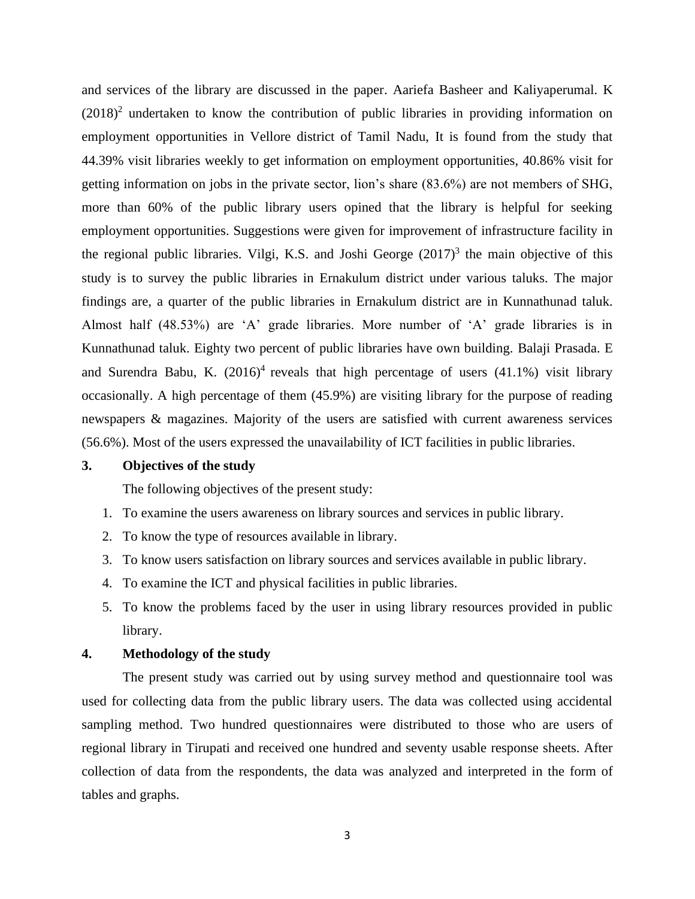and services of the library are discussed in the paper. Aariefa Basheer and Kaliyaperumal. K (2018)[2] undertaken to know the contribution of public libraries in providing information on employment opportunities in Vellore district of Tamil Nadu, It is found from the study that 44.39% visit libraries weekly to get information on employment opportunities, 40.86% visit for getting information on jobs in the private sector, lion's share (83.6%) are not members of SHG, more than 60% of the public library users opined that the library is helpful for seeking employment opportunities. Suggestions were given for improvement of infrastructure facility in the regional public libraries. Vilgi, K.S. and Joshi George (2017)[3] the main objective of this study is to survey the public libraries in Ernakulum district under various taluks. The major findings are, a quarter of the public libraries in Ernakulum district are in Kunnathunad taluk. Almost half (48.53%) are 'A' grade libraries. More number of 'A' grade libraries is in Kunnathunad taluk. Eighty two percent of public libraries have own building. Balaji Prasada. E and Surendra Babu, K. (2016)[4] reveals that high percentage of users (41.1%) visit library occasionally. A high percentage of them (45.9%) are visiting library for the purpose of reading newspapers & magazines. Majority of the users are satisfied with current awareness services (56.6%). Most of the users expressed the unavailability of ICT facilities in public libraries.

## 3. Objectives of the study

The following objectives of the present study:

1. To examine the users awareness on library sources and services in public library.
2. To know the type of resources available in library.
3. To know users satisfaction on library sources and services available in public library.
4. To examine the ICT and physical facilities in public libraries.
5. To know the problems faced by the user in using library resources provided in public library.

## 4. Methodology of the study

The present study was carried out by using survey method and questionnaire tool was used for collecting data from the public library users. The data was collected using accidental sampling method. Two hundred questionnaires were distributed to those who are users of regional library in Tirupati and received one hundred and seventy usable response sheets. After collection of data from the respondents, the data was analyzed and interpreted in the form of tables and graphs.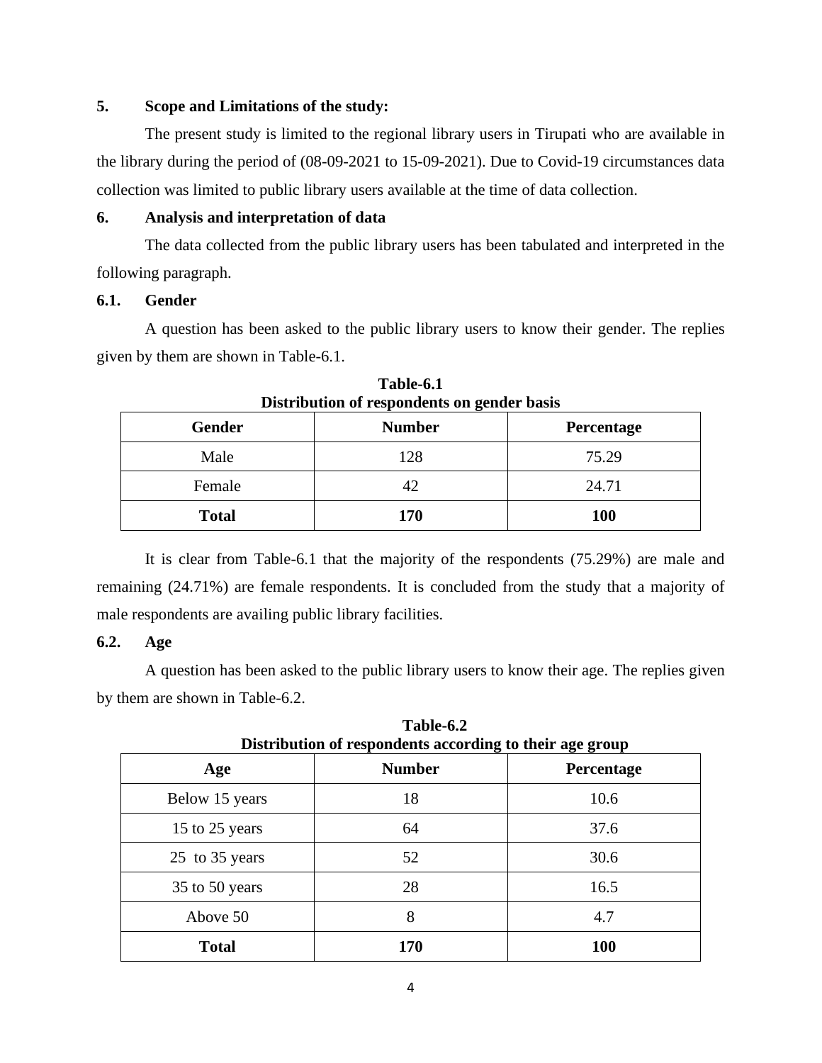## 5. Scope and Limitations of the study:

The present study is limited to the regional library users in Tirupati who are available in the library during the period of (08-09-2021 to 15-09-2021). Due to Covid-19 circumstances data collection was limited to public library users available at the time of data collection.

## 6. Analysis and interpretation of data

The data collected from the public library users has been tabulated and interpreted in the following paragraph.

### 6.1. Gender

A question has been asked to the public library users to know their gender. The replies given by them are shown in Table-6.1.

**Table-6.1**
**Distribution of respondents on gender basis**

| Gender | Number | Percentage |
|---|---|---|
| Male | 128 | 75.29 |
| Female | 42 | 24.71 |
| **Total** | **170** | **100** |

It is clear from Table-6.1 that the majority of the respondents (75.29%) are male and remaining (24.71%) are female respondents. It is concluded from the study that a majority of male respondents are availing public library facilities.

### 6.2. Age

A question has been asked to the public library users to know their age. The replies given by them are shown in Table-6.2.

**Table-6.2**
**Distribution of respondents according to their age group**

| Age | Number | Percentage |
|---|---|---|
| Below 15 years | 18 | 10.6 |
| 15 to 25 years | 64 | 37.6 |
| 25 to 35 years | 52 | 30.6 |
| 35 to 50 years | 28 | 16.5 |
| Above 50 | 8 | 4.7 |
| **Total** | **170** | **100** |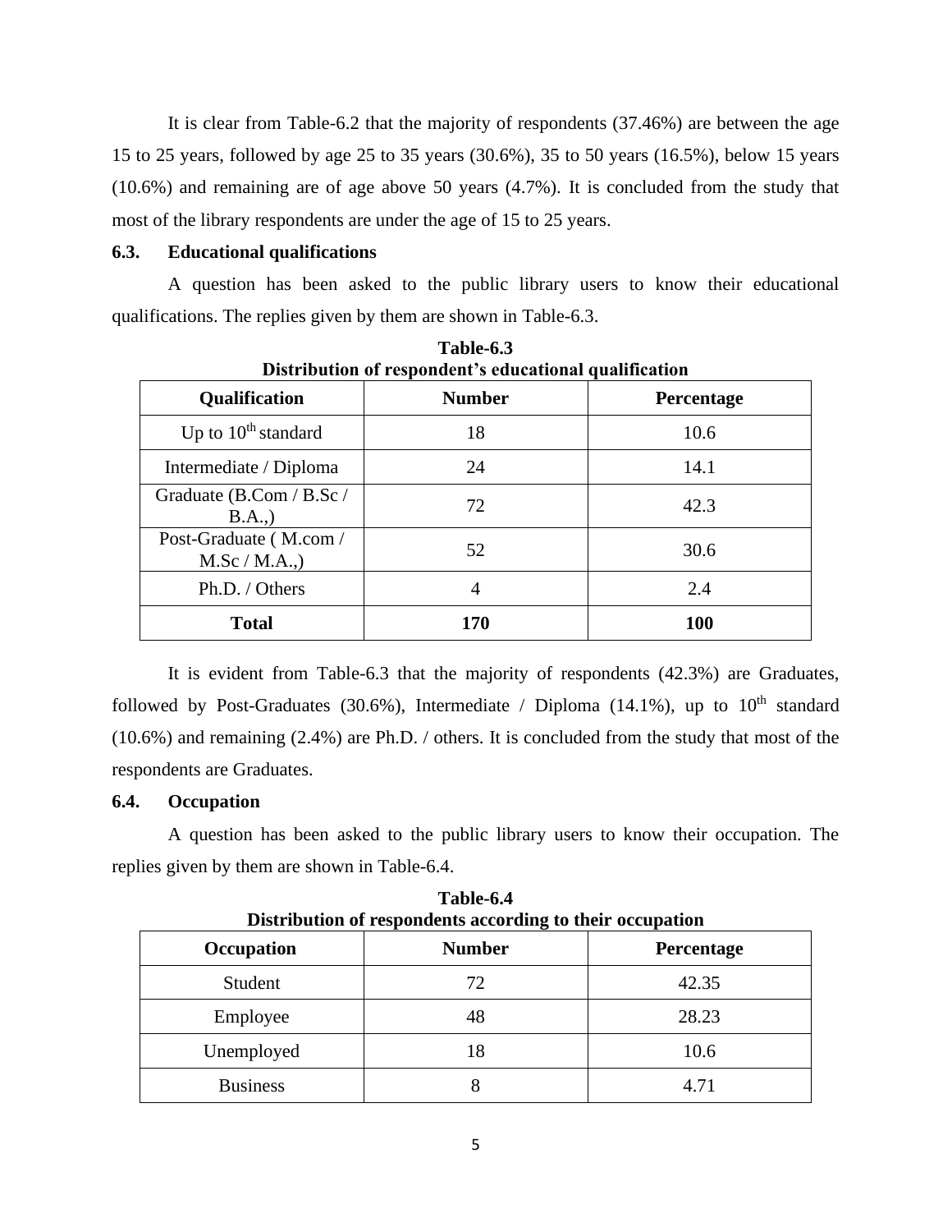It is clear from Table-6.2 that the majority of respondents (37.46%) are between the age 15 to 25 years, followed by age 25 to 35 years (30.6%), 35 to 50 years (16.5%), below 15 years (10.6%) and remaining are of age above 50 years (4.7%). It is concluded from the study that most of the library respondents are under the age of 15 to 25 years.

### 6.3. Educational qualifications

A question has been asked to the public library users to know their educational qualifications. The replies given by them are shown in Table-6.3.

**Table-6.3**
**Distribution of respondent's educational qualification**

| Qualification | Number | Percentage |
|---|---|---|
| Up to 10th standard | 18 | 10.6 |
| Intermediate / Diploma | 24 | 14.1 |
| Graduate (B.Com / B.Sc / B.A.,) | 72 | 42.3 |
| Post-Graduate ( M.com / M.Sc / M.A.,) | 52 | 30.6 |
| Ph.D. / Others | 4 | 2.4 |
| **Total** | **170** | **100** |

It is evident from Table-6.3 that the majority of respondents (42.3%) are Graduates, followed by Post-Graduates (30.6%), Intermediate / Diploma (14.1%), up to 10th standard (10.6%) and remaining (2.4%) are Ph.D. / others. It is concluded from the study that most of the respondents are Graduates.

### 6.4. Occupation

A question has been asked to the public library users to know their occupation. The replies given by them are shown in Table-6.4.

**Table-6.4**
**Distribution of respondents according to their occupation**

| Occupation | Number | Percentage |
|---|---|---|
| Student | 72 | 42.35 |
| Employee | 48 | 28.23 |
| Unemployed | 18 | 10.6 |
| Business | 8 | 4.71 |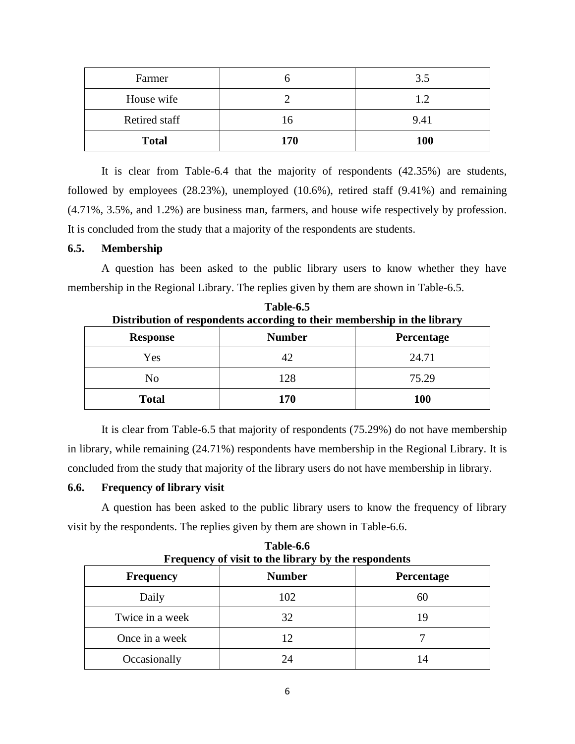| Farmer | 6 | 3.5 |
|---|---|---|
| House wife | 2 | 1.2 |
| Retired staff | 16 | 9.41 |
| **Total** | **170** | **100** |

It is clear from Table-6.4 that the majority of respondents (42.35%) are students, followed by employees (28.23%), unemployed (10.6%), retired staff (9.41%) and remaining (4.71%, 3.5%, and 1.2%) are business man, farmers, and house wife respectively by profession. It is concluded from the study that a majority of the respondents are students.

### 6.5. Membership

A question has been asked to the public library users to know whether they have membership in the Regional Library. The replies given by them are shown in Table-6.5.

**Table-6.5**
**Distribution of respondents according to their membership in the library**

| Response | Number | Percentage |
|---|---|---|
| Yes | 42 | 24.71 |
| No | 128 | 75.29 |
| **Total** | **170** | **100** |

It is clear from Table-6.5 that majority of respondents (75.29%) do not have membership in library, while remaining (24.71%) respondents have membership in the Regional Library. It is concluded from the study that majority of the library users do not have membership in library.

### 6.6. Frequency of library visit

A question has been asked to the public library users to know the frequency of library visit by the respondents. The replies given by them are shown in Table-6.6.

**Table-6.6**
**Frequency of visit to the library by the respondents**

| Frequency | Number | Percentage |
|---|---|---|
| Daily | 102 | 60 |
| Twice in a week | 32 | 19 |
| Once in a week | 12 | 7 |
| Occasionally | 24 | 14 |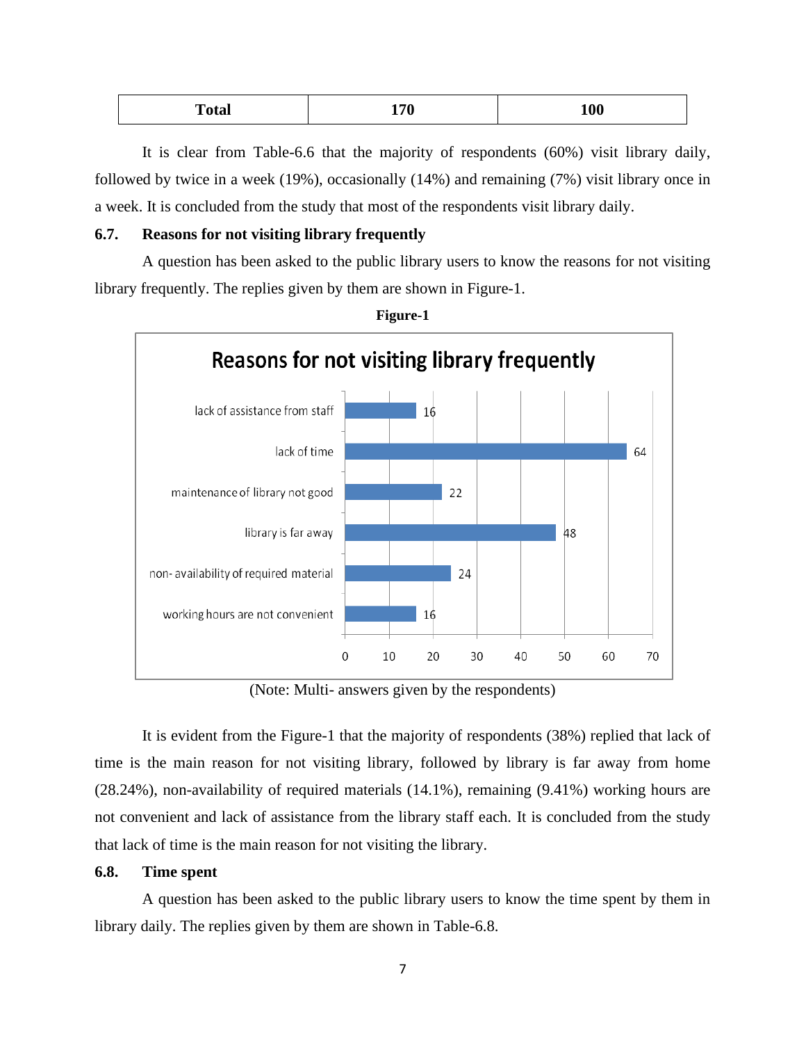| Total | 170 | 100 |
|---|---|---|

It is clear from Table-6.6 that the majority of respondents (60%) visit library daily, followed by twice in a week (19%), occasionally (14%) and remaining (7%) visit library once in a week. It is concluded from the study that most of the respondents visit library daily.

### 6.7. Reasons for not visiting library frequently

A question has been asked to the public library users to know the reasons for not visiting library frequently. The replies given by them are shown in Figure-1.

**Figure-1**

**Reasons for not visiting library frequently**

| Reason | Respondents |
|---|---|
| lack of assistance from staff | 16 |
| lack of time | 64 |
| maintenance of library not good | 22 |
| library is far away | 48 |
| non- availability of required material | 24 |
| working hours are not convenient | 16 |

(Note: Multi- answers given by the respondents)

It is evident from the Figure-1 that the majority of respondents (38%) replied that lack of time is the main reason for not visiting library, followed by library is far away from home (28.24%), non-availability of required materials (14.1%), remaining (9.41%) working hours are not convenient and lack of assistance from the library staff each. It is concluded from the study that lack of time is the main reason for not visiting the library.

### 6.8. Time spent

A question has been asked to the public library users to know the time spent by them in library daily. The replies given by them are shown in Table-6.8.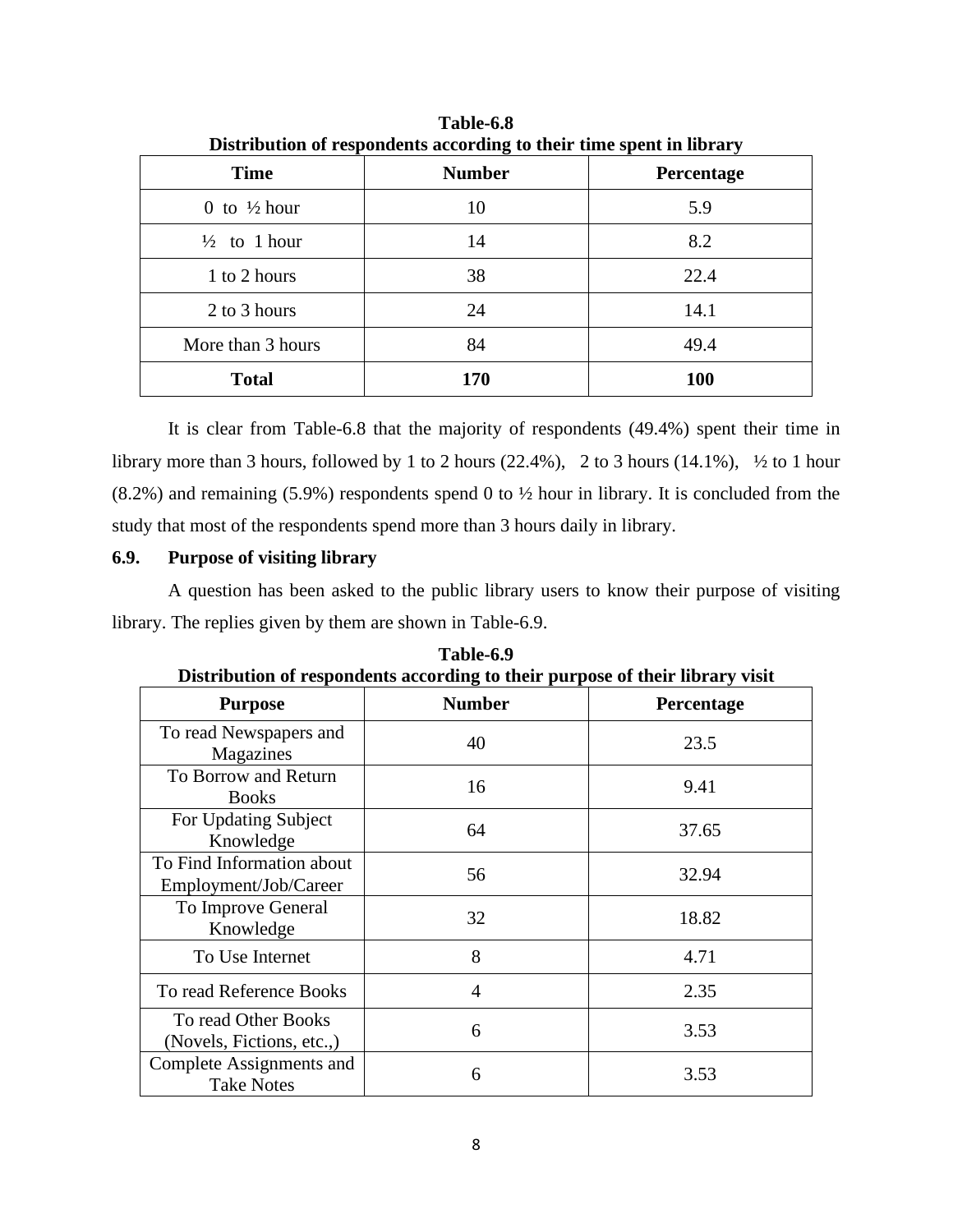**Table-6.8**
**Distribution of respondents according to their time spent in library**

| Time | Number | Percentage |
|---|---|---|
| 0 to ½ hour | 10 | 5.9 |
| ½ to 1 hour | 14 | 8.2 |
| 1 to 2 hours | 38 | 22.4 |
| 2 to 3 hours | 24 | 14.1 |
| More than 3 hours | 84 | 49.4 |
| **Total** | **170** | **100** |

It is clear from Table-6.8 that the majority of respondents (49.4%) spent their time in library more than 3 hours, followed by 1 to 2 hours (22.4%), 2 to 3 hours (14.1%), ½ to 1 hour (8.2%) and remaining (5.9%) respondents spend 0 to ½ hour in library. It is concluded from the study that most of the respondents spend more than 3 hours daily in library.

### 6.9. Purpose of visiting library

A question has been asked to the public library users to know their purpose of visiting library. The replies given by them are shown in Table-6.9.

**Table-6.9**
**Distribution of respondents according to their purpose of their library visit**

| Purpose | Number | Percentage |
|---|---|---|
| To read Newspapers and Magazines | 40 | 23.5 |
| To Borrow and Return Books | 16 | 9.41 |
| For Updating Subject Knowledge | 64 | 37.65 |
| To Find Information about Employment/Job/Career | 56 | 32.94 |
| To Improve General Knowledge | 32 | 18.82 |
| To Use Internet | 8 | 4.71 |
| To read Reference Books | 4 | 2.35 |
| To read Other Books (Novels, Fictions, etc.,) | 6 | 3.53 |
| Complete Assignments and Take Notes | 6 | 3.53 |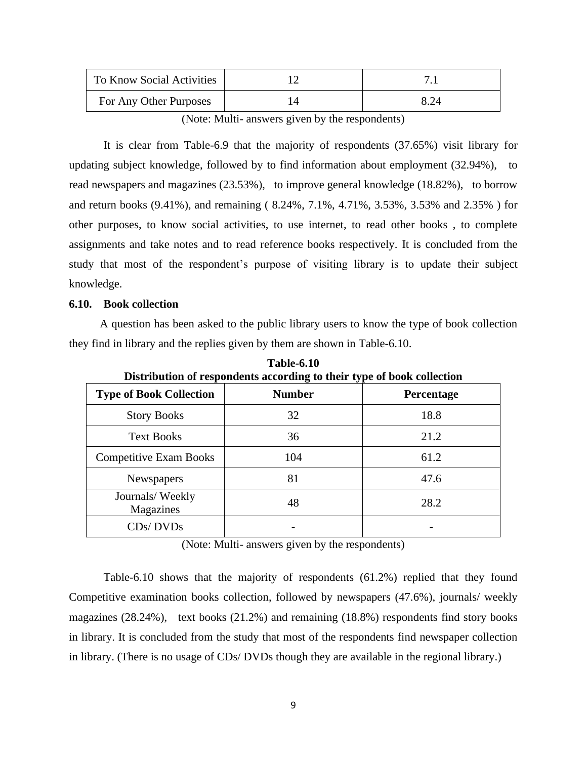| To Know Social Activities | 12 | 7.1 |
|---|---|---|
| For Any Other Purposes | 14 | 8.24 |

(Note: Multi- answers given by the respondents)

It is clear from Table-6.9 that the majority of respondents (37.65%) visit library for updating subject knowledge, followed by to find information about employment (32.94%), to read newspapers and magazines (23.53%), to improve general knowledge (18.82%), to borrow and return books (9.41%), and remaining ( 8.24%, 7.1%, 4.71%, 3.53%, 3.53% and 2.35% ) for other purposes, to know social activities, to use internet, to read other books , to complete assignments and take notes and to read reference books respectively. It is concluded from the study that most of the respondent's purpose of visiting library is to update their subject knowledge.

### 6.10. Book collection

A question has been asked to the public library users to know the type of book collection they find in library and the replies given by them are shown in Table-6.10.

**Table-6.10**
**Distribution of respondents according to their type of book collection**

| Type of Book Collection | Number | Percentage |
|---|---|---|
| Story Books | 32 | 18.8 |
| Text Books | 36 | 21.2 |
| Competitive Exam Books | 104 | 61.2 |
| Newspapers | 81 | 47.6 |
| Journals/ Weekly Magazines | 48 | 28.2 |
| CDs/ DVDs | - | - |

(Note: Multi- answers given by the respondents)

Table-6.10 shows that the majority of respondents (61.2%) replied that they found Competitive examination books collection, followed by newspapers (47.6%), journals/ weekly magazines (28.24%), text books (21.2%) and remaining (18.8%) respondents find story books in library. It is concluded from the study that most of the respondents find newspaper collection in library. (There is no usage of CDs/ DVDs though they are available in the regional library.)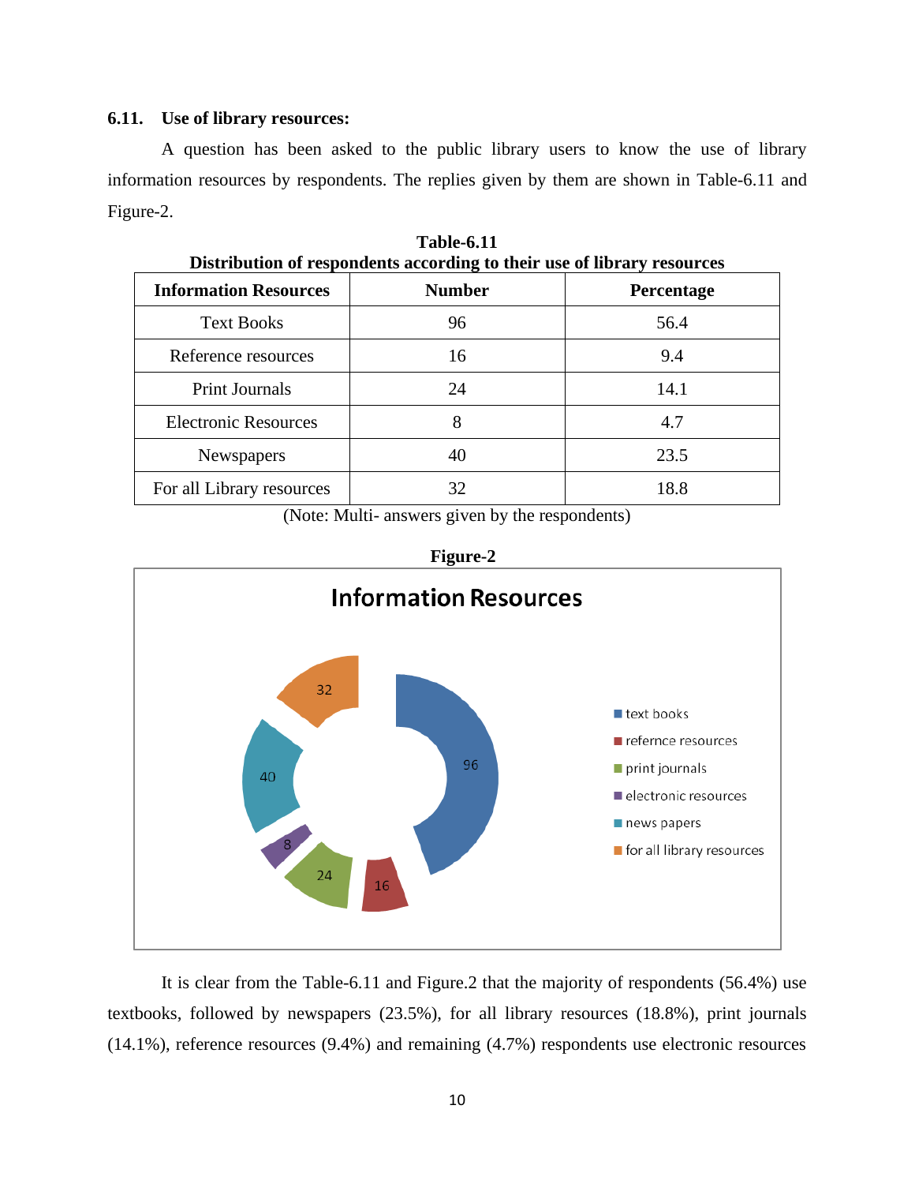### 6.11. Use of library resources:

A question has been asked to the public library users to know the use of library information resources by respondents. The replies given by them are shown in Table-6.11 and Figure-2.

**Table-6.11**
**Distribution of respondents according to their use of library resources**

| Information Resources | Number | Percentage |
|---|---|---|
| Text Books | 96 | 56.4 |
| Reference resources | 16 | 9.4 |
| Print Journals | 24 | 14.1 |
| Electronic Resources | 8 | 4.7 |
| Newspapers | 40 | 23.5 |
| For all Library resources | 32 | 18.8 |

(Note: Multi- answers given by the respondents)

**Figure-2**

It is clear from the Table-6.11 and Figure.2 that the majority of respondents (56.4%) use textbooks, followed by newspapers (23.5%), for all library resources (18.8%), print journals (14.1%), reference resources (9.4%) and remaining (4.7%) respondents use electronic resources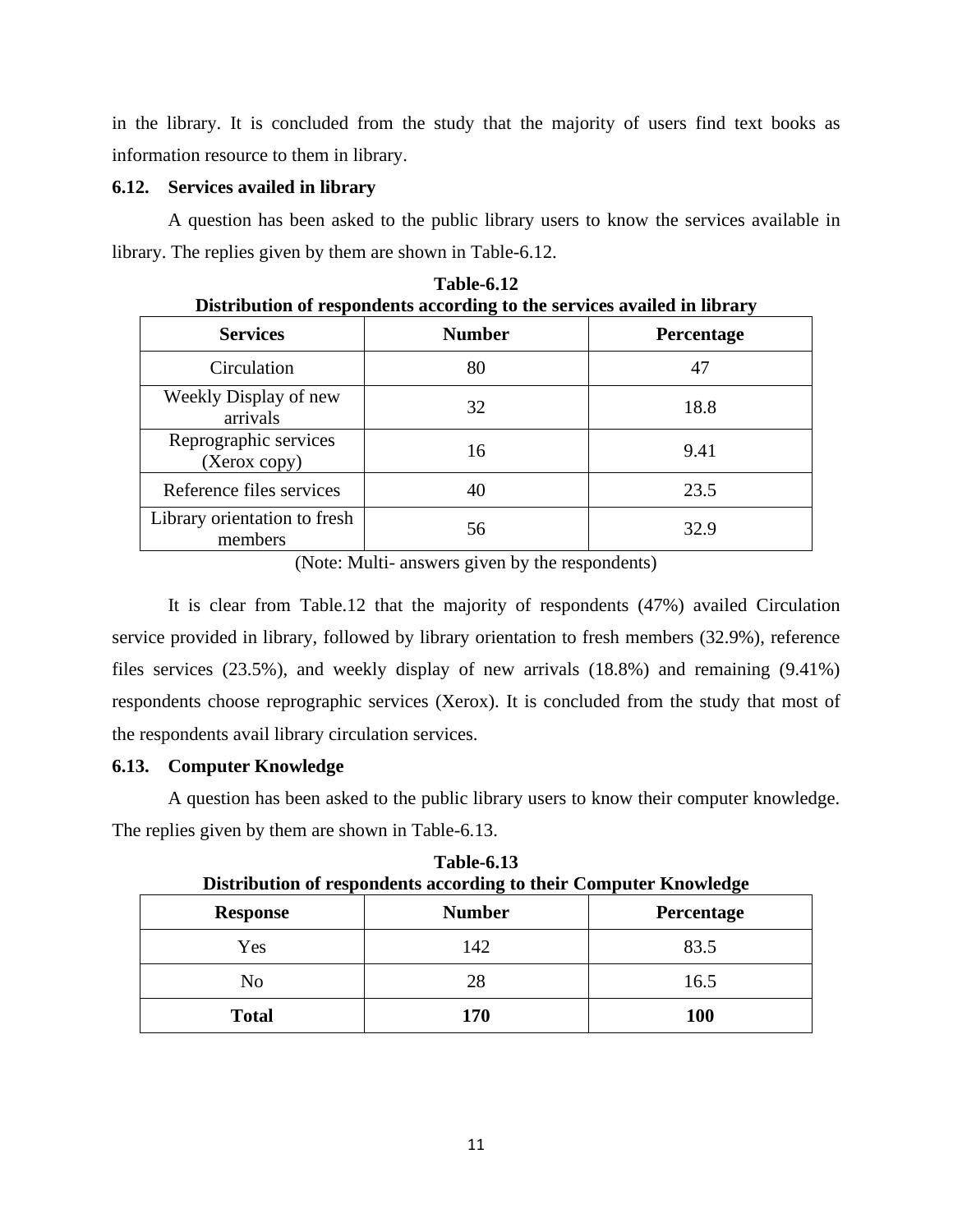in the library. It is concluded from the study that the majority of users find text books as information resource to them in library.

### 6.12. Services availed in library

A question has been asked to the public library users to know the services available in library. The replies given by them are shown in Table-6.12.

**Table-6.12**
**Distribution of respondents according to the services availed in library**

| Services | Number | Percentage |
|---|---|---|
| Circulation | 80 | 47 |
| Weekly Display of new arrivals | 32 | 18.8 |
| Reprographic services (Xerox copy) | 16 | 9.41 |
| Reference files services | 40 | 23.5 |
| Library orientation to fresh members | 56 | 32.9 |

(Note: Multi- answers given by the respondents)

It is clear from Table.12 that the majority of respondents (47%) availed Circulation service provided in library, followed by library orientation to fresh members (32.9%), reference files services (23.5%), and weekly display of new arrivals (18.8%) and remaining (9.41%) respondents choose reprographic services (Xerox). It is concluded from the study that most of the respondents avail library circulation services.

### 6.13. Computer Knowledge

A question has been asked to the public library users to know their computer knowledge. The replies given by them are shown in Table-6.13.

**Table-6.13**
**Distribution of respondents according to their Computer Knowledge**

| Response | Number | Percentage |
|---|---|---|
| Yes | 142 | 83.5 |
| No | 28 | 16.5 |
| **Total** | **170** | **100** |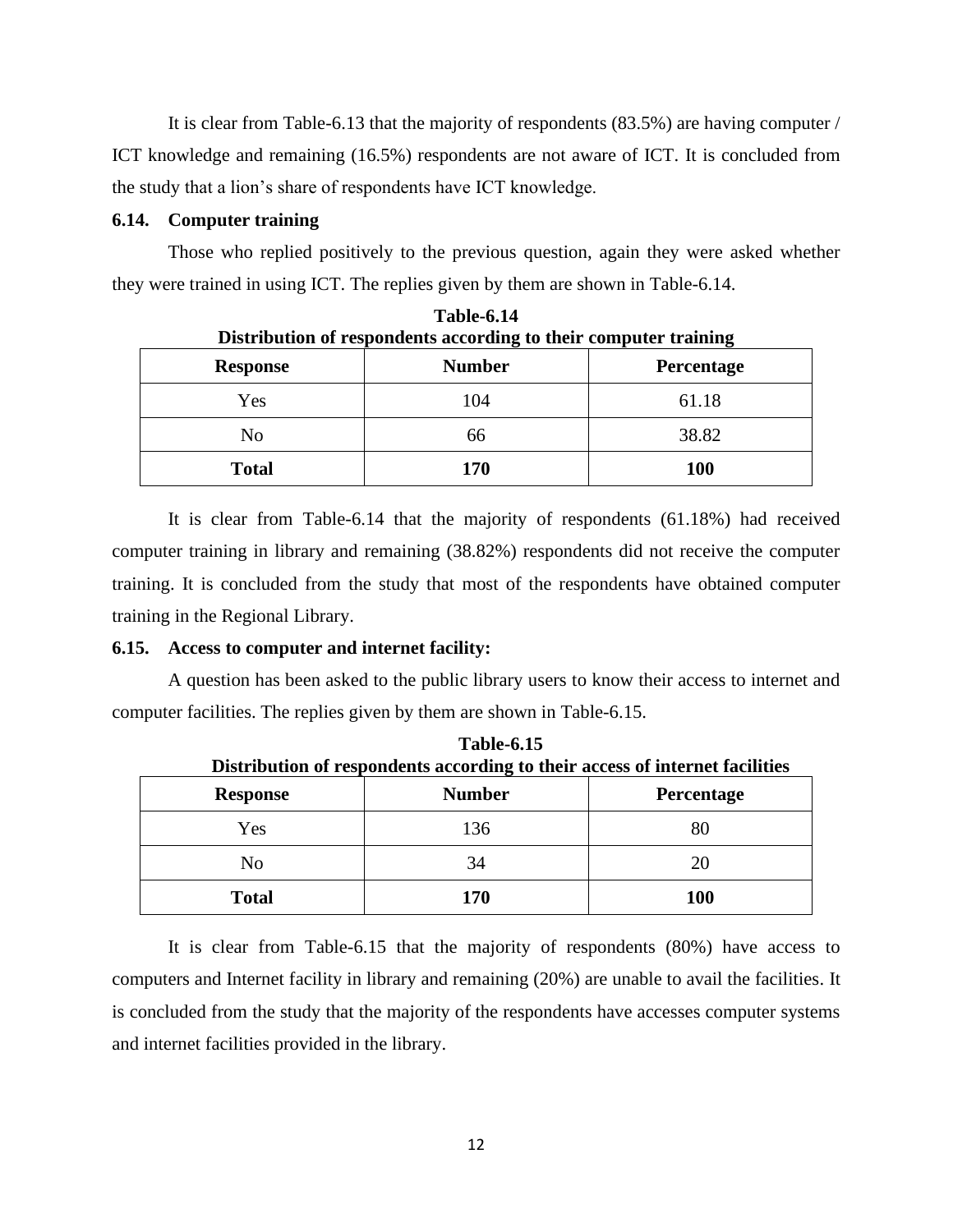It is clear from Table-6.13 that the majority of respondents (83.5%) are having computer / ICT knowledge and remaining (16.5%) respondents are not aware of ICT. It is concluded from the study that a lion's share of respondents have ICT knowledge.

### 6.14. Computer training

Those who replied positively to the previous question, again they were asked whether they were trained in using ICT. The replies given by them are shown in Table-6.14.

**Table-6.14**
**Distribution of respondents according to their computer training**

| Response | Number | Percentage |
|---|---|---|
| Yes | 104 | 61.18 |
| No | 66 | 38.82 |
| **Total** | **170** | **100** |

It is clear from Table-6.14 that the majority of respondents (61.18%) had received computer training in library and remaining (38.82%) respondents did not receive the computer training. It is concluded from the study that most of the respondents have obtained computer training in the Regional Library.

### 6.15. Access to computer and internet facility:

A question has been asked to the public library users to know their access to internet and computer facilities. The replies given by them are shown in Table-6.15.

**Table-6.15**
**Distribution of respondents according to their access of internet facilities**

| Response | Number | Percentage |
|---|---|---|
| Yes | 136 | 80 |
| No | 34 | 20 |
| **Total** | **170** | **100** |

It is clear from Table-6.15 that the majority of respondents (80%) have access to computers and Internet facility in library and remaining (20%) are unable to avail the facilities. It is concluded from the study that the majority of the respondents have accesses computer systems and internet facilities provided in the library.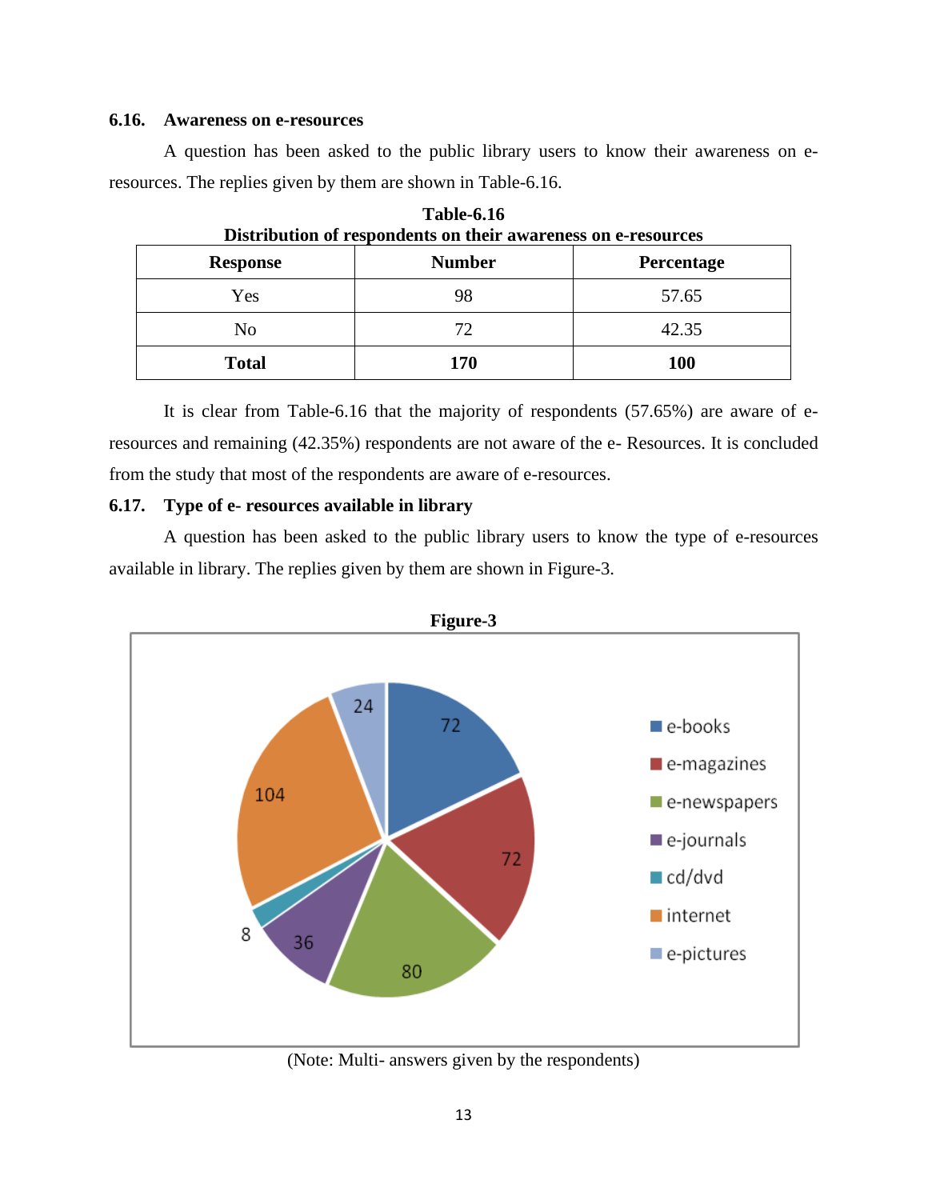### 6.16. Awareness on e-resources

A question has been asked to the public library users to know their awareness on e-resources. The replies given by them are shown in Table-6.16.

**Table-6.16**
**Distribution of respondents on their awareness on e-resources**

| Response | Number | Percentage |
|---|---|---|
| Yes | 98 | 57.65 |
| No | 72 | 42.35 |
| **Total** | **170** | **100** |

It is clear from Table-6.16 that the majority of respondents (57.65%) are aware of e-resources and remaining (42.35%) respondents are not aware of the e- Resources. It is concluded from the study that most of the respondents are aware of e-resources.

### 6.17. Type of e- resources available in library

A question has been asked to the public library users to know the type of e-resources available in library. The replies given by them are shown in Figure-3.

**Figure-3**

| Type | Number |
|---|---|
| e-books | 72 |
| e-magazines | 72 |
| e-newspapers | 80 |
| e-journals | 36 |
| cd/dvd | 8 |
| internet | 104 |
| e-pictures | 24 |

(Note: Multi- answers given by the respondents)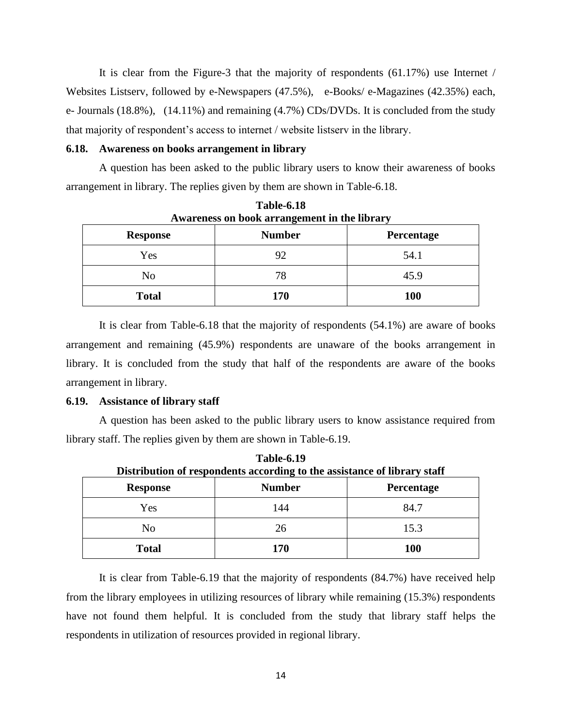It is clear from the Figure-3 that the majority of respondents (61.17%) use Internet / Websites Listserv, followed by e-Newspapers (47.5%), e-Books/ e-Magazines (42.35%) each, e- Journals (18.8%), (14.11%) and remaining (4.7%) CDs/DVDs. It is concluded from the study that majority of respondent's access to internet / website listserv in the library.

### 6.18. Awareness on books arrangement in library

A question has been asked to the public library users to know their awareness of books arrangement in library. The replies given by them are shown in Table-6.18.

**Table-6.18**
**Awareness on book arrangement in the library**

| Response | Number | Percentage |
|---|---|---|
| Yes | 92 | 54.1 |
| No | 78 | 45.9 |
| **Total** | **170** | **100** |

It is clear from Table-6.18 that the majority of respondents (54.1%) are aware of books arrangement and remaining (45.9%) respondents are unaware of the books arrangement in library. It is concluded from the study that half of the respondents are aware of the books arrangement in library.

### 6.19. Assistance of library staff

A question has been asked to the public library users to know assistance required from library staff. The replies given by them are shown in Table-6.19.

**Table-6.19**
**Distribution of respondents according to the assistance of library staff**

| Response | Number | Percentage |
|---|---|---|
| Yes | 144 | 84.7 |
| No | 26 | 15.3 |
| **Total** | **170** | **100** |

It is clear from Table-6.19 that the majority of respondents (84.7%) have received help from the library employees in utilizing resources of library while remaining (15.3%) respondents have not found them helpful. It is concluded from the study that library staff helps the respondents in utilization of resources provided in regional library.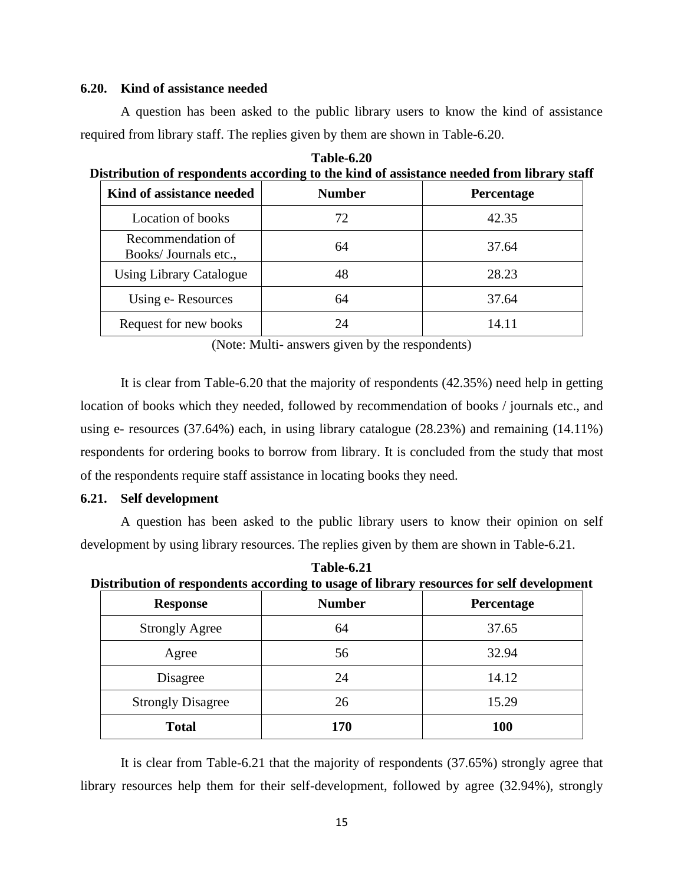### 6.20. Kind of assistance needed

A question has been asked to the public library users to know the kind of assistance required from library staff. The replies given by them are shown in Table-6.20.

**Table-6.20**
**Distribution of respondents according to the kind of assistance needed from library staff**

| Kind of assistance needed | Number | Percentage |
|---|---|---|
| Location of books | 72 | 42.35 |
| Recommendation of Books/ Journals etc., | 64 | 37.64 |
| Using Library Catalogue | 48 | 28.23 |
| Using e- Resources | 64 | 37.64 |
| Request for new books | 24 | 14.11 |

(Note: Multi- answers given by the respondents)

It is clear from Table-6.20 that the majority of respondents (42.35%) need help in getting location of books which they needed, followed by recommendation of books / journals etc., and using e- resources (37.64%) each, in using library catalogue (28.23%) and remaining (14.11%) respondents for ordering books to borrow from library. It is concluded from the study that most of the respondents require staff assistance in locating books they need.

### 6.21. Self development

A question has been asked to the public library users to know their opinion on self development by using library resources. The replies given by them are shown in Table-6.21.

**Table-6.21**
**Distribution of respondents according to usage of library resources for self development**

| Response | Number | Percentage |
|---|---|---|
| Strongly Agree | 64 | 37.65 |
| Agree | 56 | 32.94 |
| Disagree | 24 | 14.12 |
| Strongly Disagree | 26 | 15.29 |
| **Total** | **170** | **100** |

It is clear from Table-6.21 that the majority of respondents (37.65%) strongly agree that library resources help them for their self-development, followed by agree (32.94%), strongly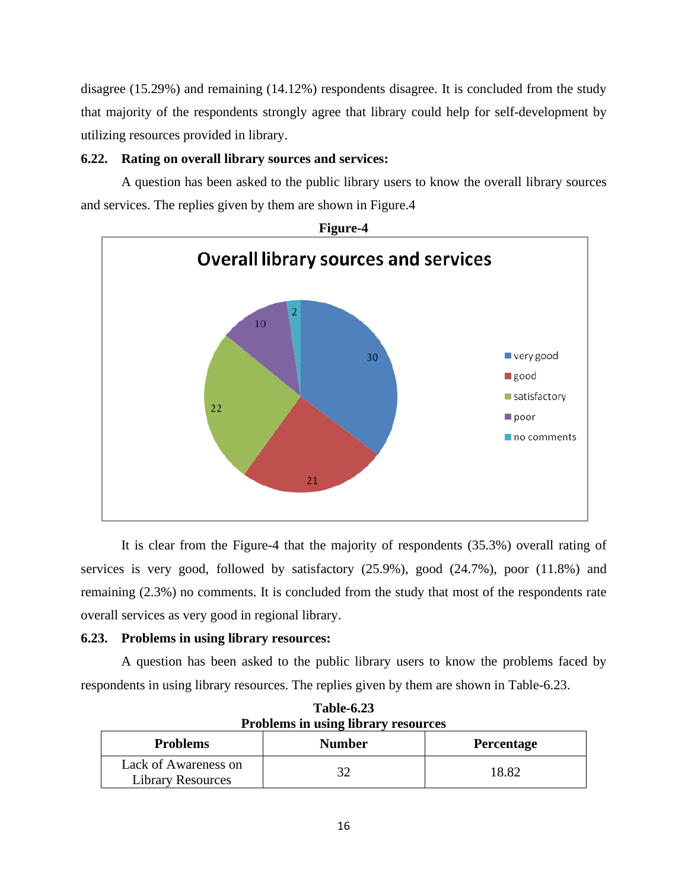disagree (15.29%) and remaining (14.12%) respondents disagree. It is concluded from the study that majority of the respondents strongly agree that library could help for self-development by utilizing resources provided in library.

### 6.22. Rating on overall library sources and services:

A question has been asked to the public library users to know the overall library sources and services. The replies given by them are shown in Figure.4

**Figure-4**

It is clear from the Figure-4 that the majority of respondents (35.3%) overall rating of services is very good, followed by satisfactory (25.9%), good (24.7%), poor (11.8%) and remaining (2.3%) no comments. It is concluded from the study that most of the respondents rate overall services as very good in regional library.

### 6.23. Problems in using library resources:

A question has been asked to the public library users to know the problems faced by respondents in using library resources. The replies given by them are shown in Table-6.23.

**Table-6.23**
**Problems in using library resources**

| Problems | Number | Percentage |
|---|---|---|
| Lack of Awareness on Library Resources | 32 | 18.82 |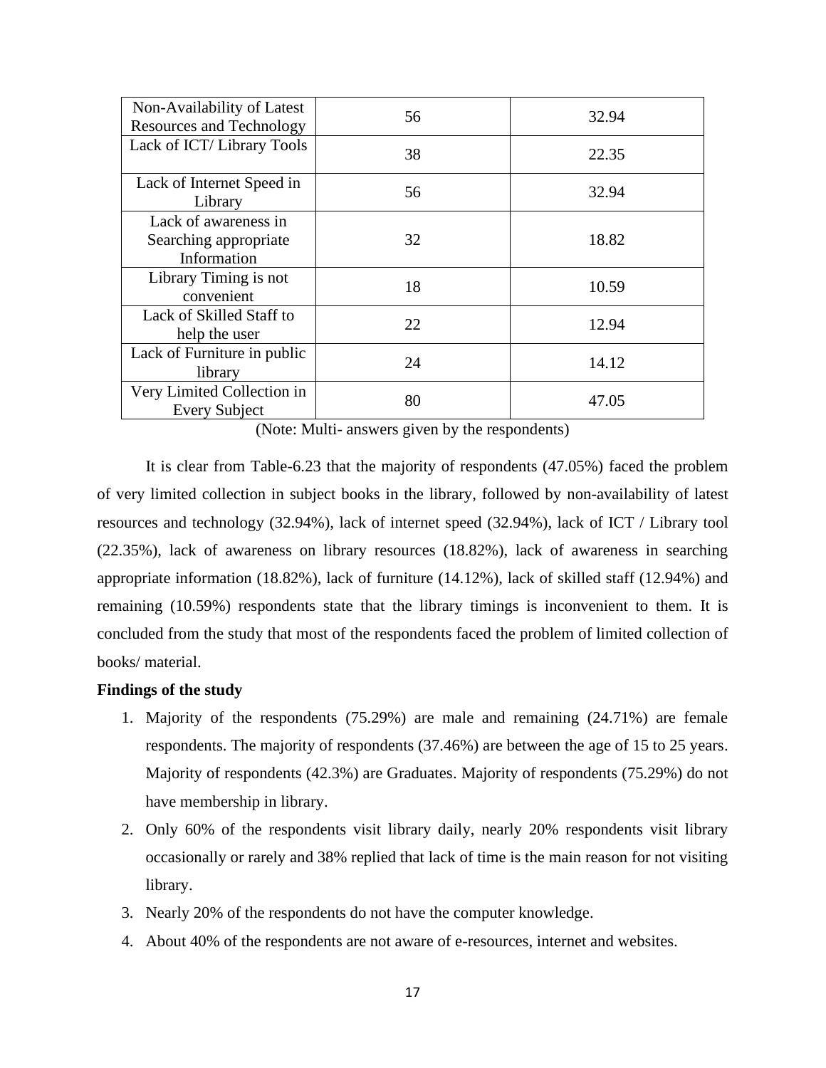| Non-Availability of Latest Resources and Technology | 56 | 32.94 |
|---|---|---|
| Lack of ICT/ Library Tools | 38 | 22.35 |
| Lack of Internet Speed in Library | 56 | 32.94 |
| Lack of awareness in Searching appropriate Information | 32 | 18.82 |
| Library Timing is not convenient | 18 | 10.59 |
| Lack of Skilled Staff to help the user | 22 | 12.94 |
| Lack of Furniture in public library | 24 | 14.12 |
| Very Limited Collection in Every Subject | 80 | 47.05 |

(Note: Multi- answers given by the respondents)

It is clear from Table-6.23 that the majority of respondents (47.05%) faced the problem of very limited collection in subject books in the library, followed by non-availability of latest resources and technology (32.94%), lack of internet speed (32.94%), lack of ICT / Library tool (22.35%), lack of awareness on library resources (18.82%), lack of awareness in searching appropriate information (18.82%), lack of furniture (14.12%), lack of skilled staff (12.94%) and remaining (10.59%) respondents state that the library timings is inconvenient to them. It is concluded from the study that most of the respondents faced the problem of limited collection of books/ material.

**Findings of the study**

1. Majority of the respondents (75.29%) are male and remaining (24.71%) are female respondents. The majority of respondents (37.46%) are between the age of 15 to 25 years. Majority of respondents (42.3%) are Graduates. Majority of respondents (75.29%) do not have membership in library.
2. Only 60% of the respondents visit library daily, nearly 20% respondents visit library occasionally or rarely and 38% replied that lack of time is the main reason for not visiting library.
3. Nearly 20% of the respondents do not have the computer knowledge.
4. About 40% of the respondents are not aware of e-resources, internet and websites.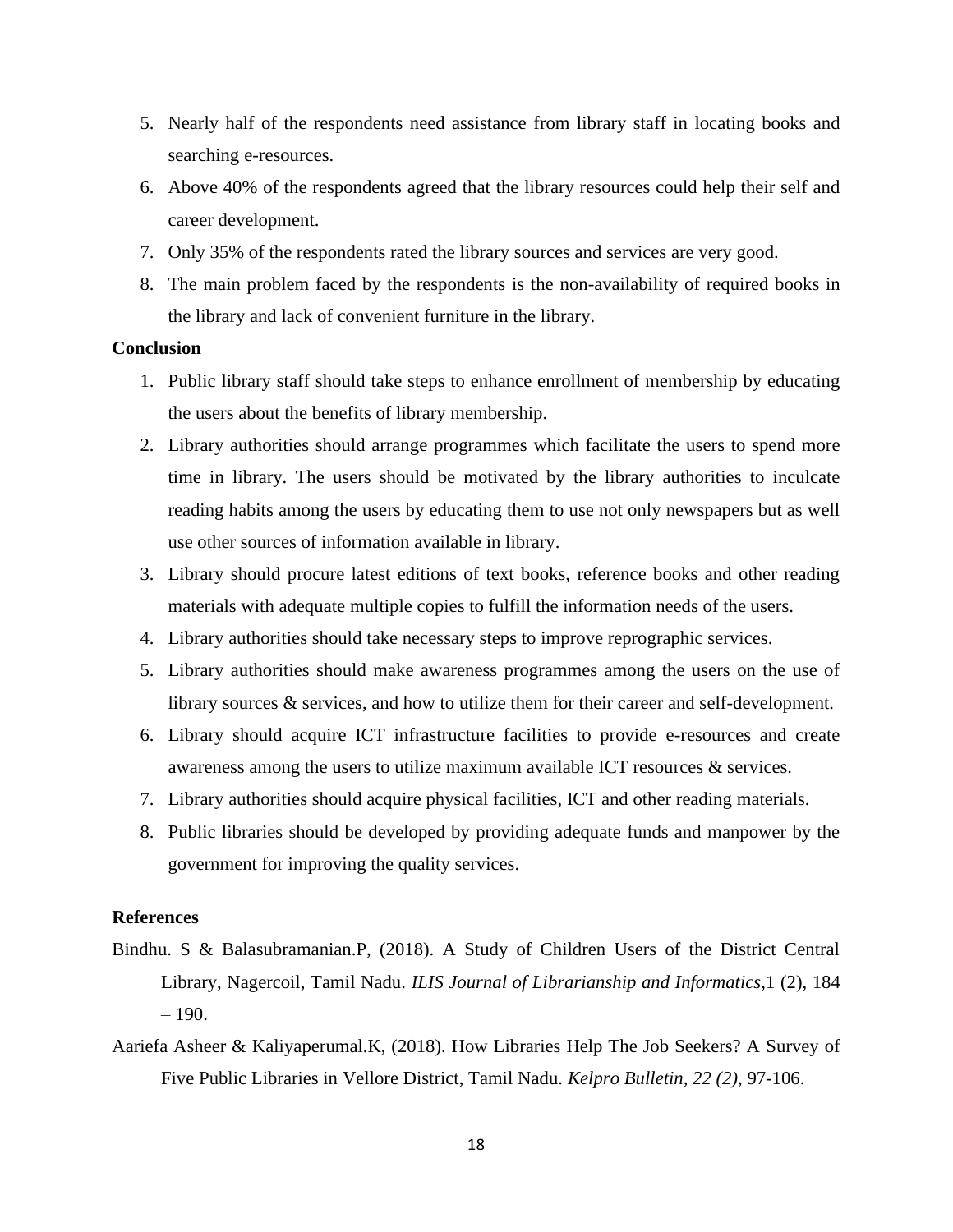5. Nearly half of the respondents need assistance from library staff in locating books and searching e-resources.
6. Above 40% of the respondents agreed that the library resources could help their self and career development.
7. Only 35% of the respondents rated the library sources and services are very good.
8. The main problem faced by the respondents is the non-availability of required books in the library and lack of convenient furniture in the library.

**Conclusion**

1. Public library staff should take steps to enhance enrollment of membership by educating the users about the benefits of library membership.
2. Library authorities should arrange programmes which facilitate the users to spend more time in library. The users should be motivated by the library authorities to inculcate reading habits among the users by educating them to use not only newspapers but as well use other sources of information available in library.
3. Library should procure latest editions of text books, reference books and other reading materials with adequate multiple copies to fulfill the information needs of the users.
4. Library authorities should take necessary steps to improve reprographic services.
5. Library authorities should make awareness programmes among the users on the use of library sources & services, and how to utilize them for their career and self-development.
6. Library should acquire ICT infrastructure facilities to provide e-resources and create awareness among the users to utilize maximum available ICT resources & services.
7. Library authorities should acquire physical facilities, ICT and other reading materials.
8. Public libraries should be developed by providing adequate funds and manpower by the government for improving the quality services.

**References**

Bindhu. S & Balasubramanian.P, (2018). A Study of Children Users of the District Central Library, Nagercoil, Tamil Nadu. *ILIS Journal of Librarianship and Informatics,*1 (2), 184 – 190.

Aariefa Asheer & Kaliyaperumal.K, (2018). How Libraries Help The Job Seekers? A Survey of Five Public Libraries in Vellore District, Tamil Nadu. *Kelpro Bulletin, 22 (2)*, 97-106.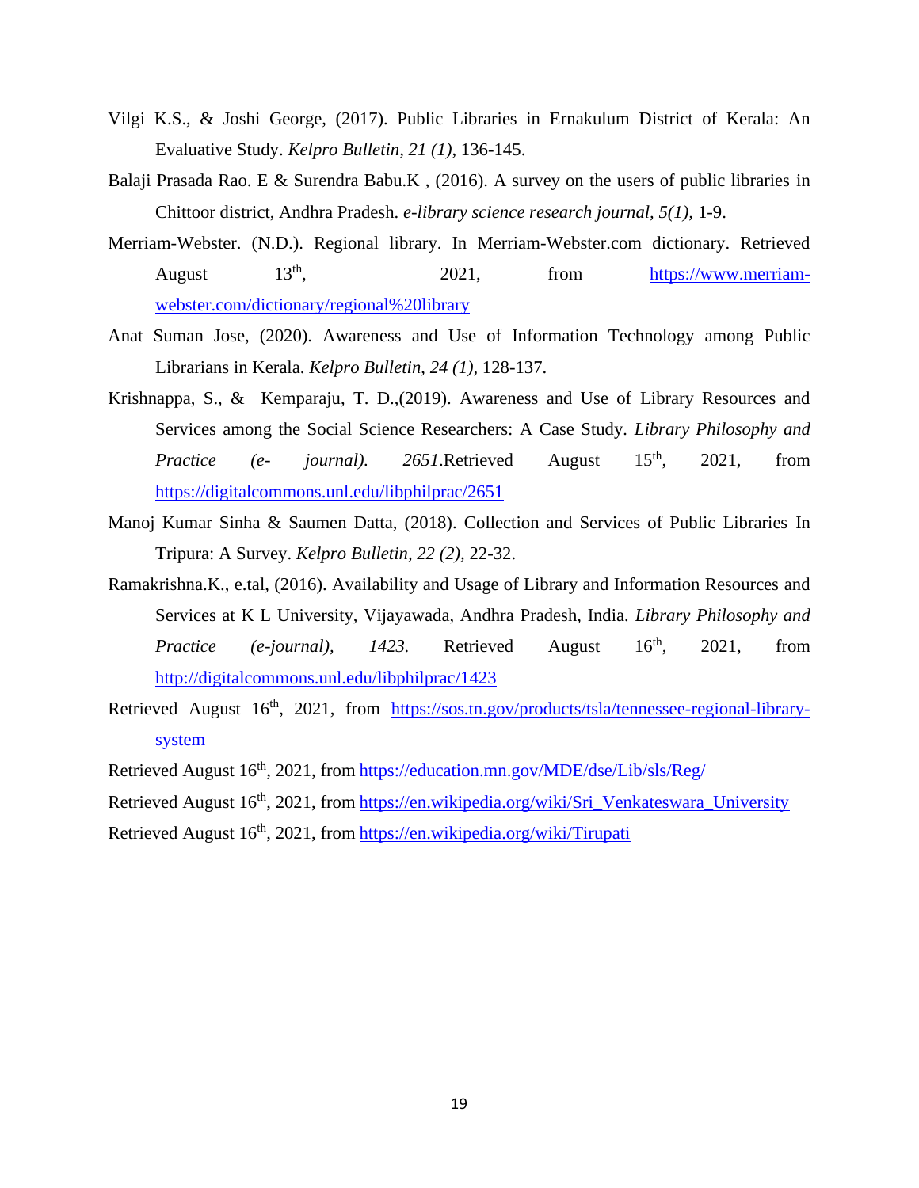Vilgi K.S., & Joshi George, (2017). Public Libraries in Ernakulum District of Kerala: An Evaluative Study. *Kelpro Bulletin, 21 (1),* 136-145.

Balaji Prasada Rao. E & Surendra Babu.K , (2016). A survey on the users of public libraries in Chittoor district, Andhra Pradesh. *e-library science research journal, 5(1),* 1-9.

Merriam-Webster. (N.D.). Regional library. In Merriam-Webster.com dictionary. Retrieved August 13th, 2021, from https://www.merriam-webster.com/dictionary/regional%20library

Anat Suman Jose, (2020). Awareness and Use of Information Technology among Public Librarians in Kerala. *Kelpro Bulletin, 24 (1),* 128-137.

Krishnappa, S., & Kemparaju, T. D.,(2019). Awareness and Use of Library Resources and Services among the Social Science Researchers: A Case Study. *Library Philosophy and Practice (e- journal). 2651*.Retrieved August 15th, 2021, from https://digitalcommons.unl.edu/libphilprac/2651

Manoj Kumar Sinha & Saumen Datta, (2018). Collection and Services of Public Libraries In Tripura: A Survey. *Kelpro Bulletin, 22 (2),* 22-32.

Ramakrishna.K., e.tal, (2016). Availability and Usage of Library and Information Resources and Services at K L University, Vijayawada, Andhra Pradesh, India. *Library Philosophy and Practice (e-journal), 1423.* Retrieved August 16th, 2021, from http://digitalcommons.unl.edu/libphilprac/1423

Retrieved August 16th, 2021, from https://sos.tn.gov/products/tsla/tennessee-regional-library-system

Retrieved August 16th, 2021, from https://education.mn.gov/MDE/dse/Lib/sls/Reg/

Retrieved August 16th, 2021, from https://en.wikipedia.org/wiki/Sri_Venkateswara_University

Retrieved August 16th, 2021, from https://en.wikipedia.org/wiki/Tirupati